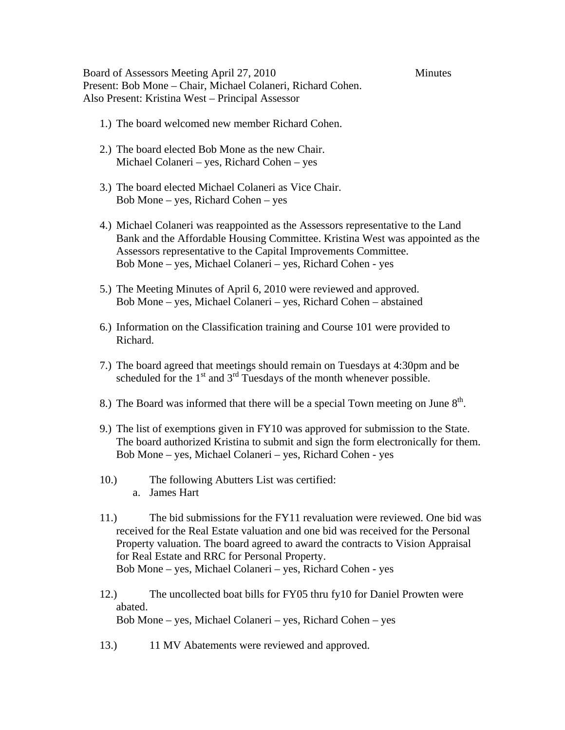Board of Assessors Meeting April 27, 2010 Minutes

Present: Bob Mone – Chair, Michael Colaneri, Richard Cohen.

Also Present: Kristina West – Principal Assessor

1.) The board welcomed new member Richard Cohen.

2.) The board elected Bob Mone as the new Chair.
Michael Colaneri – yes, Richard Cohen – yes

3.) The board elected Michael Colaneri as Vice Chair.
Bob Mone – yes, Richard Cohen – yes

4.) Michael Colaneri was reappointed as the Assessors representative to the Land Bank and the Affordable Housing Committee. Kristina West was appointed as the Assessors representative to the Capital Improvements Committee.
Bob Mone – yes, Michael Colaneri – yes, Richard Cohen - yes

5.) The Meeting Minutes of April 6, 2010 were reviewed and approved.
Bob Mone – yes, Michael Colaneri – yes, Richard Cohen – abstained

6.) Information on the Classification training and Course 101 were provided to Richard.

7.) The board agreed that meetings should remain on Tuesdays at 4:30pm and be scheduled for the 1st and 3rd Tuesdays of the month whenever possible.

8.) The Board was informed that there will be a special Town meeting on June 8th.

9.) The list of exemptions given in FY10 was approved for submission to the State. The board authorized Kristina to submit and sign the form electronically for them.
Bob Mone – yes, Michael Colaneri – yes, Richard Cohen - yes

10.) The following Abutters List was certified:
   a. James Hart

11.) The bid submissions for the FY11 revaluation were reviewed. One bid was received for the Real Estate valuation and one bid was received for the Personal Property valuation. The board agreed to award the contracts to Vision Appraisal for Real Estate and RRC for Personal Property.
Bob Mone – yes, Michael Colaneri – yes, Richard Cohen - yes

12.) The uncollected boat bills for FY05 thru fy10 for Daniel Prowten were abated.
Bob Mone – yes, Michael Colaneri – yes, Richard Cohen – yes

13.) 11 MV Abatements were reviewed and approved.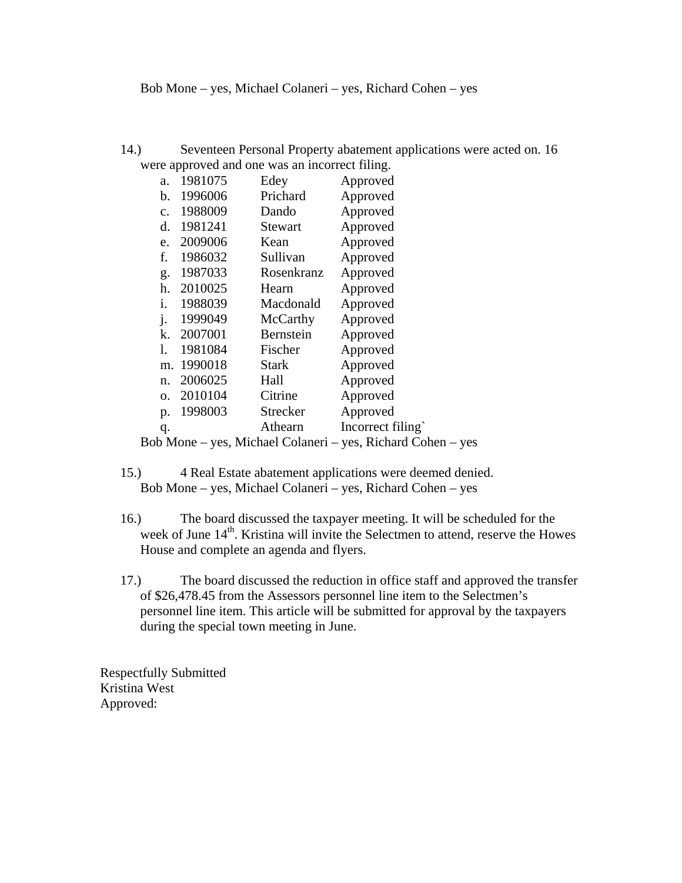Bob Mone – yes, Michael Colaneri – yes, Richard Cohen – yes

14.) Seventeen Personal Property abatement applications were acted on. 16 were approved and one was an incorrect filing.

| | | | |
|---|---|---|---|
| a. | 1981075 | Edey | Approved |
| b. | 1996006 | Prichard | Approved |
| c. | 1988009 | Dando | Approved |
| d. | 1981241 | Stewart | Approved |
| e. | 2009006 | Kean | Approved |
| f. | 1986032 | Sullivan | Approved |
| g. | 1987033 | Rosenkranz | Approved |
| h. | 2010025 | Hearn | Approved |
| i. | 1988039 | Macdonald | Approved |
| j. | 1999049 | McCarthy | Approved |
| k. | 2007001 | Bernstein | Approved |
| l. | 1981084 | Fischer | Approved |
| m. | 1990018 | Stark | Approved |
| n. | 2006025 | Hall | Approved |
| o. | 2010104 | Citrine | Approved |
| p. | 1998003 | Strecker | Approved |
| q. | | Athearn | Incorrect filing` |

Bob Mone – yes, Michael Colaneri – yes, Richard Cohen – yes

15.) 4 Real Estate abatement applications were deemed denied.
Bob Mone – yes, Michael Colaneri – yes, Richard Cohen – yes

16.) The board discussed the taxpayer meeting. It will be scheduled for the week of June 14th. Kristina will invite the Selectmen to attend, reserve the Howes House and complete an agenda and flyers.

17.) The board discussed the reduction in office staff and approved the transfer of $26,478.45 from the Assessors personnel line item to the Selectmen's personnel line item. This article will be submitted for approval by the taxpayers during the special town meeting in June.

Respectfully Submitted
Kristina West
Approved: